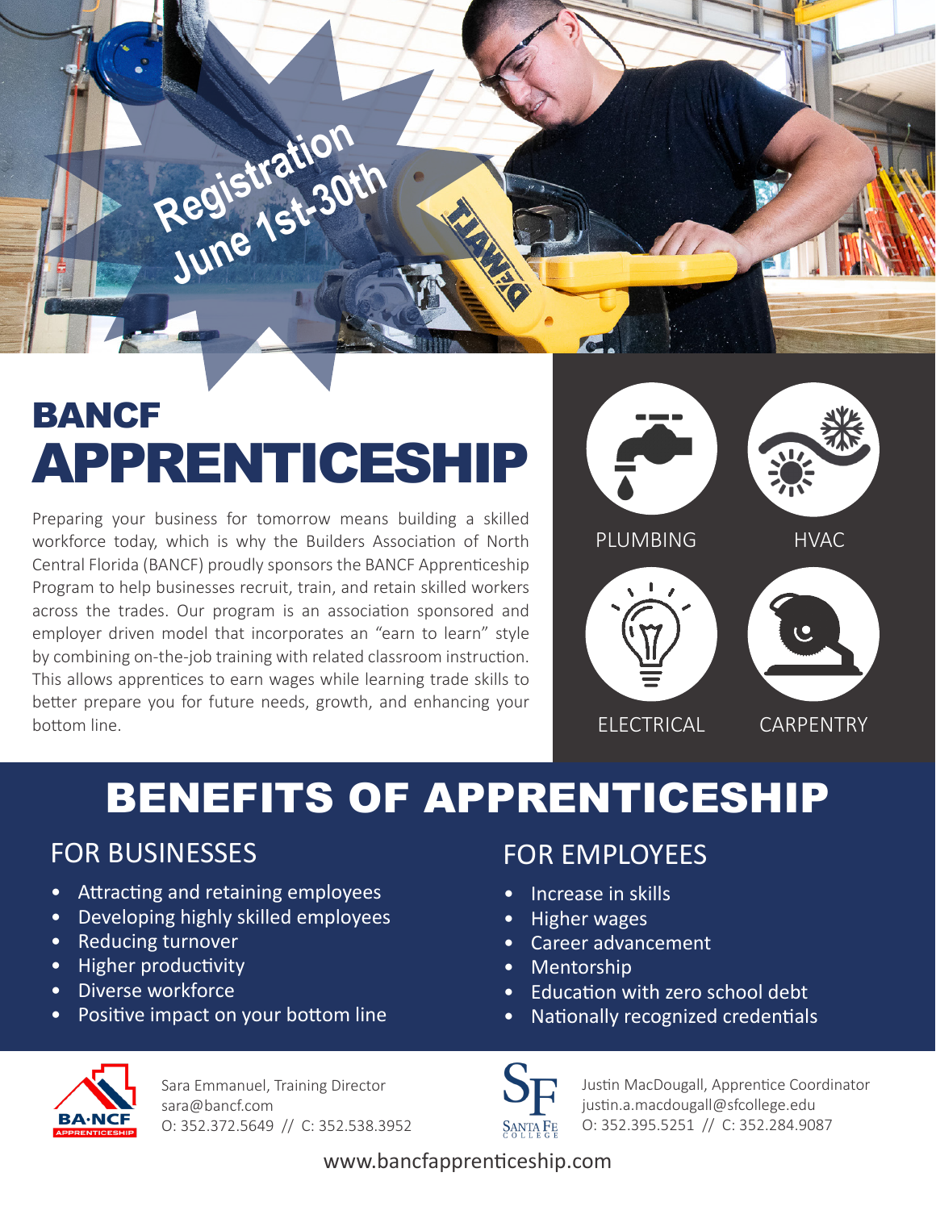Registration June 1st-30th

# BANCF APPRENTICESHIP

Preparing your business for tomorrow means building a skilled workforce today, which is why the Builders Association of North Central Florida (BANCF) proudly sponsors the BANCF Apprenticeship Program to help businesses recruit, train, and retain skilled workers across the trades. Our program is an association sponsored and employer driven model that incorporates an "earn to learn" style by combining on-the-job training with related classroom instruction. This allows apprentices to earn wages while learning trade skills to better prepare you for future needs, growth, and enhancing your bottom line.

- PLUMBING
- HVAC
- ELECTRICAL
- CARPENTRY

## BENEFITS OF APPRENTICESHIP

### FOR BUSINESSES

- Attracting and retaining employees
- Developing highly skilled employees
- Reducing turnover
- Higher productivity
- Diverse workforce
- Positive impact on your bottom line

### FOR EMPLOYEES

- Increase in skills
- Higher wages
- Career advancement
- Mentorship
- Education with zero school debt
- Nationally recognized credentials

BA·NCF APPRENTICESHIP

Sara Emmanuel, Training Director
sara@bancf.com
O: 352.372.5649 // C: 352.538.3952

SF Santa Fe College

Justin MacDougall, Apprentice Coordinator
justin.a.macdougall@sfcollege.edu
O: 352.395.5251 // C: 352.284.9087

www.bancfapprenticeship.com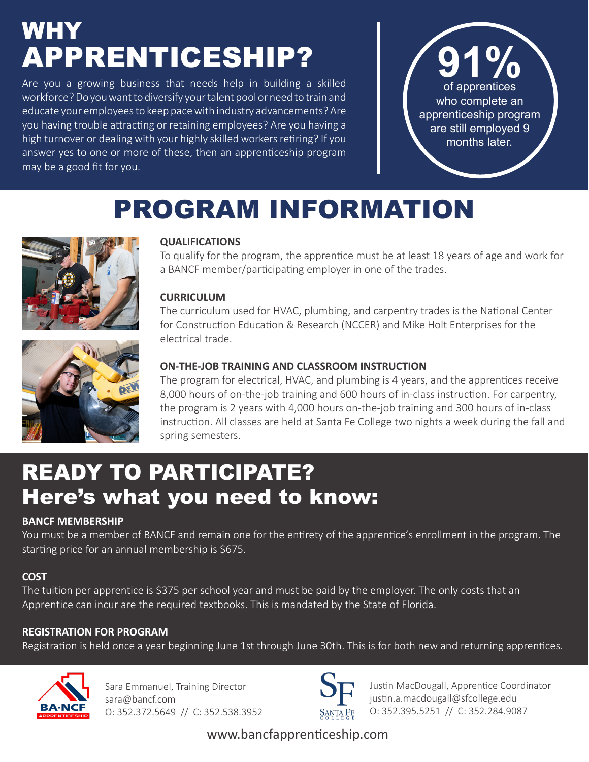# WHY APPRENTICESHIP?

Are you a growing business that needs help in building a skilled workforce? Do you want to diversify your talent pool or need to train and educate your employees to keep pace with industry advancements? Are you having trouble attracting or retaining employees? Are you having a high turnover or dealing with your highly skilled workers retiring? If you answer yes to one or more of these, then an apprenticeship program may be a good fit for you.

**91%** of apprentices who complete an apprenticeship program are still employed 9 months later.

# PROGRAM INFORMATION

### QUALIFICATIONS

To qualify for the program, the apprentice must be at least 18 years of age and work for a BANCF member/participating employer in one of the trades.

### CURRICULUM

The curriculum used for HVAC, plumbing, and carpentry trades is the National Center for Construction Education & Research (NCCER) and Mike Holt Enterprises for the electrical trade.

### ON-THE-JOB TRAINING AND CLASSROOM INSTRUCTION

The program for electrical, HVAC, and plumbing is 4 years, and the apprentices receive 8,000 hours of on-the-job training and 600 hours of in-class instruction. For carpentry, the program is 2 years with 4,000 hours on-the-job training and 300 hours of in-class instruction. All classes are held at Santa Fe College two nights a week during the fall and spring semesters.

# READY TO PARTICIPATE?
## Here's what you need to know:

### BANCF MEMBERSHIP

You must be a member of BANCF and remain one for the entirety of the apprentice's enrollment in the program. The starting price for an annual membership is $675.

### COST

The tuition per apprentice is $375 per school year and must be paid by the employer. The only costs that an Apprentice can incur are the required textbooks. This is mandated by the State of Florida.

### REGISTRATION FOR PROGRAM

Registration is held once a year beginning June 1st through June 30th. This is for both new and returning apprentices.

BA·NCF APPRENTICESHIP

Sara Emmanuel, Training Director
sara@bancf.com
O: 352.372.5649 // C: 352.538.3952

SF SANTA FE COLLEGE

Justin MacDougall, Apprentice Coordinator
justin.a.macdougall@sfcollege.edu
O: 352.395.5251 // C: 352.284.9087

www.bancfapprenticeship.com